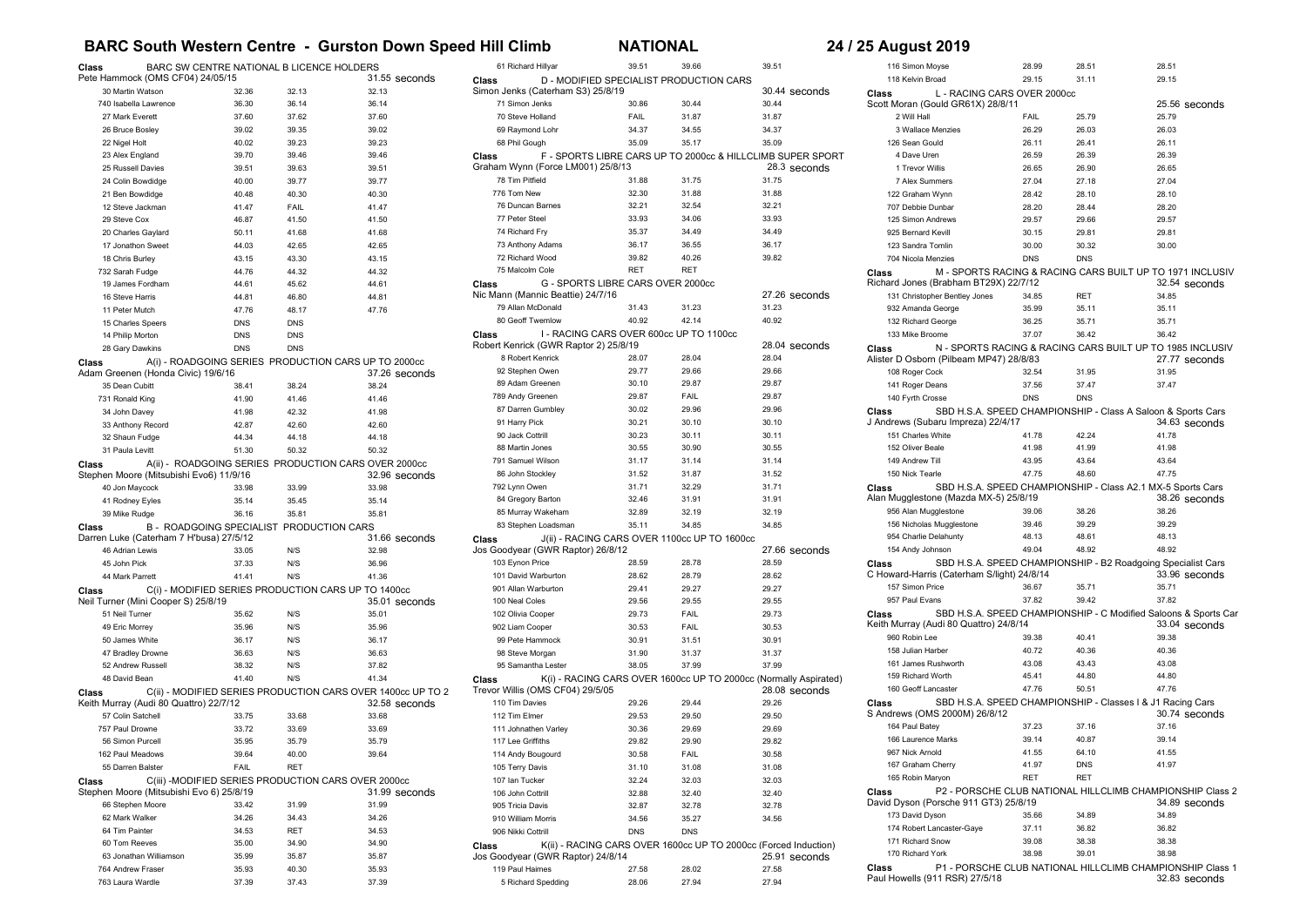# BARC South Western Centre - Gurston Down Speed Hill Climb — NATIONAL — 24 / 25 August 2019

**Class** BARC SW CENTRE NATIONAL B LICENCE HOLDERS
Pete Hammock (OMS CF04) 24/05/15 — 31.55 seconds

| Competitor | Run 1 | Run 2 | Best |
|---|---|---|---|
| 30 Martin Watson | 32.36 | 32.13 | 32.13 |
| 740 Isabella Lawrence | 36.30 | 36.14 | 36.14 |
| 27 Mark Everett | 37.60 | 37.62 | 37.60 |
| 26 Bruce Bosley | 39.02 | 39.35 | 39.02 |
| 22 Nigel Holt | 40.02 | 39.23 | 39.23 |
| 23 Alex England | 39.70 | 39.46 | 39.46 |
| 25 Russell Davies | 39.51 | 39.63 | 39.51 |
| 24 Colin Bowdidge | 40.00 | 39.77 | 39.77 |
| 21 Ben Bowdidge | 40.48 | 40.30 | 40.30 |
| 12 Steve Jackman | 41.47 | FAIL | 41.47 |
| 29 Steve Cox | 46.87 | 41.50 | 41.50 |
| 20 Charles Gaylard | 50.11 | 41.68 | 41.68 |
| 17 Jonathon Sweet | 44.03 | 42.65 | 42.65 |
| 18 Chris Burley | 43.15 | 43.30 | 43.15 |
| 732 Sarah Fudge | 44.76 | 44.32 | 44.32 |
| 19 James Fordham | 44.61 | 45.62 | 44.61 |
| 16 Steve Harris | 44.81 | 46.80 | 44.81 |
| 11 Peter Mutch | 47.76 | 48.17 | 47.76 |
| 15 Charles Speers | DNS | DNS | |
| 14 Philip Morton | DNS | DNS | |
| 28 Gary Dawkins | DNS | DNS | |

**Class** A(i) - ROADGOING SERIES PRODUCTION CARS UP TO 2000cc
Adam Greenen (Honda Civic) 19/6/16 — 37.26 seconds

| Competitor | Run 1 | Run 2 | Best |
|---|---|---|---|
| 35 Dean Cubitt | 38.41 | 38.24 | 38.24 |
| 731 Ronald King | 41.90 | 41.46 | 41.46 |
| 34 John Davey | 41.98 | 42.32 | 41.98 |
| 33 Anthony Record | 42.87 | 42.60 | 42.60 |
| 32 Shaun Fudge | 44.34 | 44.18 | 44.18 |
| 31 Paula Levitt | 51.30 | 50.32 | 50.32 |

**Class** A(ii) - ROADGOING SERIES PRODUCTION CARS OVER 2000cc
Stephen Moore (Mitsubishi Evo6) 11/9/16 — 32.96 seconds

| Competitor | Run 1 | Run 2 | Best |
|---|---|---|---|
| 40 Jon Maycock | 33.98 | 33.99 | 33.98 |
| 41 Rodney Eyles | 35.14 | 35.45 | 35.14 |
| 39 Mike Rudge | 36.16 | 35.81 | 35.81 |

**Class** B - ROADGOING SPECIALIST PRODUCTION CARS
Darren Luke (Caterham 7 H'busa) 27/5/12 — 31.66 seconds

| Competitor | Run 1 | Run 2 | Best |
|---|---|---|---|
| 46 Adrian Lewis | 33.05 | N/S | 32.98 |
| 45 John Pick | 37.33 | N/S | 36.96 |
| 44 Mark Parrett | 41.41 | N/S | 41.36 |

**Class** C(i) - MODIFIED SERIES PRODUCTION CARS UP TO 1400cc
Neil Turner (Mini Cooper S) 25/8/19 — 35.01 seconds

| Competitor | Run 1 | Run 2 | Best |
|---|---|---|---|
| 51 Neil Turner | 35.62 | N/S | 35.01 |
| 49 Eric Morrey | 35.96 | N/S | 35.96 |
| 50 James White | 36.17 | N/S | 36.17 |
| 47 Bradley Drowne | 36.63 | N/S | 36.63 |
| 52 Andrew Russell | 38.32 | N/S | 37.82 |
| 48 David Bean | 41.40 | N/S | 41.34 |

**Class** C(ii) - MODIFIED SERIES PRODUCTION CARS OVER 1400cc UP TO 2
Keith Murray (Audi 80 Quattro) 22/7/12 — 32.58 seconds

| Competitor | Run 1 | Run 2 | Best |
|---|---|---|---|
| 57 Colin Satchell | 33.75 | 33.68 | 33.68 |
| 757 Paul Drowne | 33.72 | 33.69 | 33.69 |
| 56 Simon Purcell | 35.95 | 35.79 | 35.79 |
| 162 Paul Meadows | 39.64 | 40.00 | 39.64 |
| 55 Darren Balster | FAIL | RET | |

**Class** C(iii) -MODIFIED SERIES PRODUCTION CARS OVER 2000cc
Stephen Moore (Mitsubishi Evo 6) 25/8/19 — 31.99 seconds

| Competitor | Run 1 | Run 2 | Best |
|---|---|---|---|
| 66 Stephen Moore | 33.42 | 31.99 | 31.99 |
| 62 Mark Walker | 34.26 | 34.43 | 34.26 |
| 64 Tim Painter | 34.53 | RET | 34.53 |
| 60 Tom Reeves | 35.00 | 34.90 | 34.90 |
| 63 Jonathan Williamson | 35.99 | 35.87 | 35.87 |
| 764 Andrew Fraser | 35.93 | 40.30 | 35.93 |
| 763 Laura Wardle | 37.39 | 37.43 | 37.39 |
| 61 Richard Hillyar | 39.51 | 39.66 | 39.51 |

**Class** D - MODIFIED SPECIALIST PRODUCTION CARS
Simon Jenks (Caterham S3) 25/8/19 — 30.44 seconds

| Competitor | Run 1 | Run 2 | Best |
|---|---|---|---|
| 71 Simon Jenks | 30.86 | 30.44 | 30.44 |
| 70 Steve Holland | FAIL | 31.87 | 31.87 |
| 69 Raymond Lohr | 34.37 | 34.55 | 34.37 |
| 68 Phil Gough | 35.09 | 35.17 | 35.09 |

**Class** F - SPORTS LIBRE CARS UP TO 2000cc & HILLCLIMB SUPER SPORT
Graham Wynn (Force LM001) 25/8/13 — 28.3 seconds

| Competitor | Run 1 | Run 2 | Best |
|---|---|---|---|
| 78 Tim Pitfield | 31.88 | 31.75 | 31.75 |
| 776 Tom New | 32.30 | 31.88 | 31.88 |
| 76 Duncan Barnes | 32.21 | 32.54 | 32.21 |
| 77 Peter Steel | 33.93 | 34.06 | 33.93 |
| 74 Richard Fry | 35.37 | 34.49 | 34.49 |
| 73 Anthony Adams | 36.17 | 36.55 | 36.17 |
| 72 Richard Wood | 39.82 | 40.26 | 39.82 |
| 75 Malcolm Cole | RET | RET | |

**Class** G - SPORTS LIBRE CARS OVER 2000cc
Nic Mann (Mannic Beattie) 24/7/16 — 27.26 seconds

| Competitor | Run 1 | Run 2 | Best |
|---|---|---|---|
| 79 Allan McDonald | 31.43 | 31.23 | 31.23 |
| 80 Geoff Twemlow | 40.92 | 42.14 | 40.92 |

**Class** I - RACING CARS OVER 600cc UP TO 1100cc
Robert Kenrick (GWR Raptor 2) 25/8/19 — 28.04 seconds

| Competitor | Run 1 | Run 2 | Best |
|---|---|---|---|
| 8 Robert Kenrick | 28.07 | 28.04 | 28.04 |
| 92 Stephen Owen | 29.77 | 29.66 | 29.66 |
| 89 Adam Greenen | 30.10 | 29.87 | 29.87 |
| 789 Andy Greenen | 29.87 | FAIL | 29.87 |
| 87 Darren Gumbley | 30.02 | 29.96 | 29.96 |
| 91 Harry Pick | 30.21 | 30.10 | 30.10 |
| 90 Jack Cottrill | 30.23 | 30.11 | 30.11 |
| 88 Martin Jones | 30.55 | 30.90 | 30.55 |
| 791 Samuel Wilson | 31.17 | 31.14 | 31.14 |
| 86 John Stockley | 31.52 | 31.87 | 31.52 |
| 792 Lynn Owen | 31.71 | 32.29 | 31.71 |
| 84 Gregory Barton | 32.46 | 31.91 | 31.91 |
| 85 Murray Wakeham | 32.89 | 32.19 | 32.19 |
| 83 Stephen Loadsman | 35.11 | 34.85 | 34.85 |

**Class** J(ii) - RACING CARS OVER 1100cc UP TO 1600cc
Jos Goodyear (GWR Raptor) 26/8/12 — 27.66 seconds

| Competitor | Run 1 | Run 2 | Best |
|---|---|---|---|
| 103 Eynon Price | 28.59 | 28.78 | 28.59 |
| 101 David Warburton | 28.62 | 28.79 | 28.62 |
| 901 Allan Warburton | 29.41 | 29.27 | 29.27 |
| 100 Neal Coles | 29.56 | 29.55 | 29.55 |
| 102 Olivia Cooper | 29.73 | FAIL | 29.73 |
| 902 Liam Cooper | 30.53 | FAIL | 30.53 |
| 99 Pete Hammock | 30.91 | 31.51 | 30.91 |
| 98 Steve Morgan | 31.90 | 31.37 | 31.37 |
| 95 Samantha Lester | 38.05 | 37.99 | 37.99 |

**Class** K(i) - RACING CARS OVER 1600cc UP TO 2000cc (Normally Aspirated)
Trevor Willis (OMS CF04) 29/5/05 — 28.08 seconds

| Competitor | Run 1 | Run 2 | Best |
|---|---|---|---|
| 110 Tim Davies | 29.26 | 29.44 | 29.26 |
| 112 Tim Elmer | 29.53 | 29.50 | 29.50 |
| 111 Johnathen Varley | 30.36 | 29.69 | 29.69 |
| 117 Lee Griffiths | 29.82 | 29.90 | 29.82 |
| 114 Andy Bougourd | 30.58 | FAIL | 30.58 |
| 105 Terry Davis | 31.10 | 31.08 | 31.08 |
| 107 Ian Tucker | 32.24 | 32.03 | 32.03 |
| 106 John Cottrill | 32.88 | 32.40 | 32.40 |
| 905 Tricia Davis | 32.87 | 32.78 | 32.78 |
| 910 William Morris | 34.56 | 35.27 | 34.56 |
| 906 Nikki Cottrill | DNS | DNS | |

**Class** K(ii) - RACING CARS OVER 1600cc UP TO 2000cc (Forced Induction)
Jos Goodyear (GWR Raptor) 24/8/14 — 25.91 seconds

| Competitor | Run 1 | Run 2 | Best |
|---|---|---|---|
| 119 Paul Haimes | 27.58 | 28.02 | 27.58 |
| 5 Richard Spedding | 28.06 | 27.94 | 27.94 |
| 116 Simon Moyse | 28.99 | 28.51 | 28.51 |
| 118 Kelvin Broad | 29.15 | 31.11 | 29.15 |

**Class** L - RACING CARS OVER 2000cc
Scott Moran (Gould GR61X) 28/8/11 — 25.56 seconds

| Competitor | Run 1 | Run 2 | Best |
|---|---|---|---|
| 2 Will Hall | FAIL | 25.79 | 25.79 |
| 3 Wallace Menzies | 26.29 | 26.03 | 26.03 |
| 126 Sean Gould | 26.11 | 26.41 | 26.11 |
| 4 Dave Uren | 26.59 | 26.39 | 26.39 |
| 1 Trevor Willis | 26.65 | 26.90 | 26.65 |
| 7 Alex Summers | 27.04 | 27.18 | 27.04 |
| 122 Graham Wynn | 28.42 | 28.10 | 28.10 |
| 707 Debbie Dunbar | 28.20 | 28.44 | 28.20 |
| 125 Simon Andrews | 29.57 | 29.66 | 29.57 |
| 925 Bernard Kevill | 30.15 | 29.81 | 29.81 |
| 123 Sandra Tomlin | 30.00 | 30.32 | 30.00 |
| 704 Nicola Menzies | DNS | DNS | |

**Class** M - SPORTS RACING & RACING CARS BUILT UP TO 1971 INCLUSIV
Richard Jones (Brabham BT29X) 22/7/12 — 32.54 seconds

| Competitor | Run 1 | Run 2 | Best |
|---|---|---|---|
| 131 Christopher Bentley Jones | 34.85 | RET | 34.85 |
| 932 Amanda George | 35.99 | 35.11 | 35.11 |
| 132 Richard George | 36.25 | 35.71 | 35.71 |
| 133 Mike Broome | 37.07 | 36.42 | 36.42 |

**Class** N - SPORTS RACING & RACING CARS BUILT UP TO 1985 INCLUSIV
Alister D Osborn (Pilbeam MP47) 28/8/83 — 27.77 seconds

| Competitor | Run 1 | Run 2 | Best |
|---|---|---|---|
| 108 Roger Cock | 32.54 | 31.95 | 31.95 |
| 141 Roger Deans | 37.56 | 37.47 | 37.47 |
| 140 Fyrth Crosse | DNS | DNS | |

**Class** SBD H.S.A. SPEED CHAMPIONSHIP - Class A Saloon & Sports Cars
J Andrews (Subaru Impreza) 22/4/17 — 34.63 seconds

| Competitor | Run 1 | Run 2 | Best |
|---|---|---|---|
| 151 Charles White | 41.78 | 42.24 | 41.78 |
| 152 Oliver Beale | 41.98 | 41.99 | 41.98 |
| 149 Andrew Till | 43.95 | 43.64 | 43.64 |
| 150 Nick Tearle | 47.75 | 48.60 | 47.75 |

**Class** SBD H.S.A. SPEED CHAMPIONSHIP - Class A2.1 MX-5 Sports Cars
Alan Mugglestone (Mazda MX-5) 25/8/19 — 38.26 seconds

| Competitor | Run 1 | Run 2 | Best |
|---|---|---|---|
| 956 Alan Mugglestone | 39.06 | 38.26 | 38.26 |
| 156 Nicholas Mugglestone | 39.46 | 39.29 | 39.29 |
| 954 Charlie Delahunty | 48.13 | 48.61 | 48.13 |
| 154 Andy Johnson | 49.04 | 48.92 | 48.92 |

**Class** SBD H.S.A. SPEED CHAMPIONSHIP - B2 Roadgoing Specialist Cars
C Howard-Harris (Caterham S/light) 24/8/14 — 33.96 seconds

| Competitor | Run 1 | Run 2 | Best |
|---|---|---|---|
| 157 Simon Price | 36.67 | 35.71 | 35.71 |
| 957 Paul Evans | 37.82 | 39.42 | 37.82 |

**Class** SBD H.S.A. SPEED CHAMPIONSHIP - C Modified Saloons & Sports Car
Keith Murray (Audi 80 Quattro) 24/8/14 — 33.04 seconds

| Competitor | Run 1 | Run 2 | Best |
|---|---|---|---|
| 960 Robin Lee | 39.38 | 40.41 | 39.38 |
| 158 Julian Harber | 40.72 | 40.36 | 40.36 |
| 161 James Rushworth | 43.08 | 43.43 | 43.08 |
| 159 Richard Worth | 45.41 | 44.80 | 44.80 |
| 160 Geoff Lancaster | 47.76 | 50.51 | 47.76 |

**Class** SBD H.S.A. SPEED CHAMPIONSHIP - Classes I & J1 Racing Cars
S Andrews (OMS 2000M) 26/8/12 — 30.74 seconds

| Competitor | Run 1 | Run 2 | Best |
|---|---|---|---|
| 164 Paul Batey | 37.23 | 37.16 | 37.16 |
| 166 Laurence Marks | 39.14 | 40.87 | 39.14 |
| 967 Nick Arnold | 41.55 | 64.10 | 41.55 |
| 167 Graham Cherry | 41.97 | DNS | 41.97 |
| 165 Robin Maryon | RET | RET | |

**Class** P2 - PORSCHE CLUB NATIONAL HILLCLIMB CHAMPIONSHIP Class 2
David Dyson (Porsche 911 GT3) 25/8/19 — 34.89 seconds

| Competitor | Run 1 | Run 2 | Best |
|---|---|---|---|
| 173 David Dyson | 35.66 | 34.89 | 34.89 |
| 174 Robert Lancaster-Gaye | 37.11 | 36.82 | 36.82 |
| 171 Richard Snow | 39.08 | 38.38 | 38.38 |
| 170 Richard York | 38.98 | 39.01 | 38.98 |

**Class** P1 - PORSCHE CLUB NATIONAL HILLCLIMB CHAMPIONSHIP Class 1
Paul Howells (911 RSR) 27/5/18 — 32.83 seconds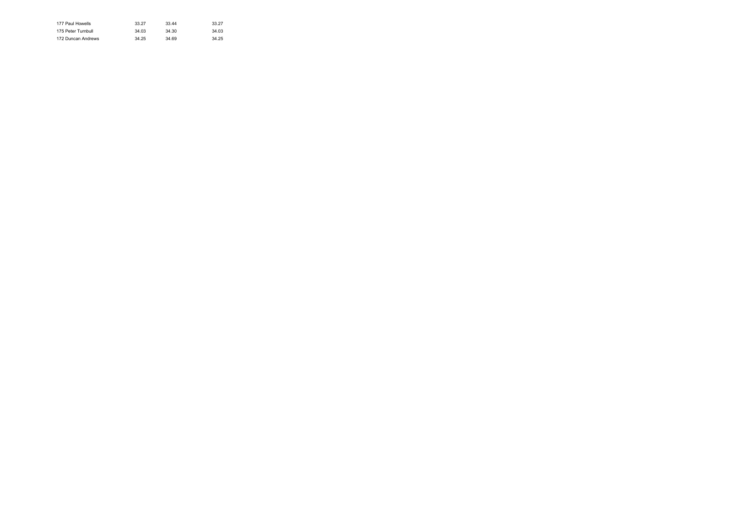| | | | |
|---|---|---|---|
| 177 Paul Howells | 33.27 | 33.44 | 33.27 |
| 175 Peter Turnbull | 34.03 | 34.30 | 34.03 |
| 172 Duncan Andrews | 34.25 | 34.69 | 34.25 |